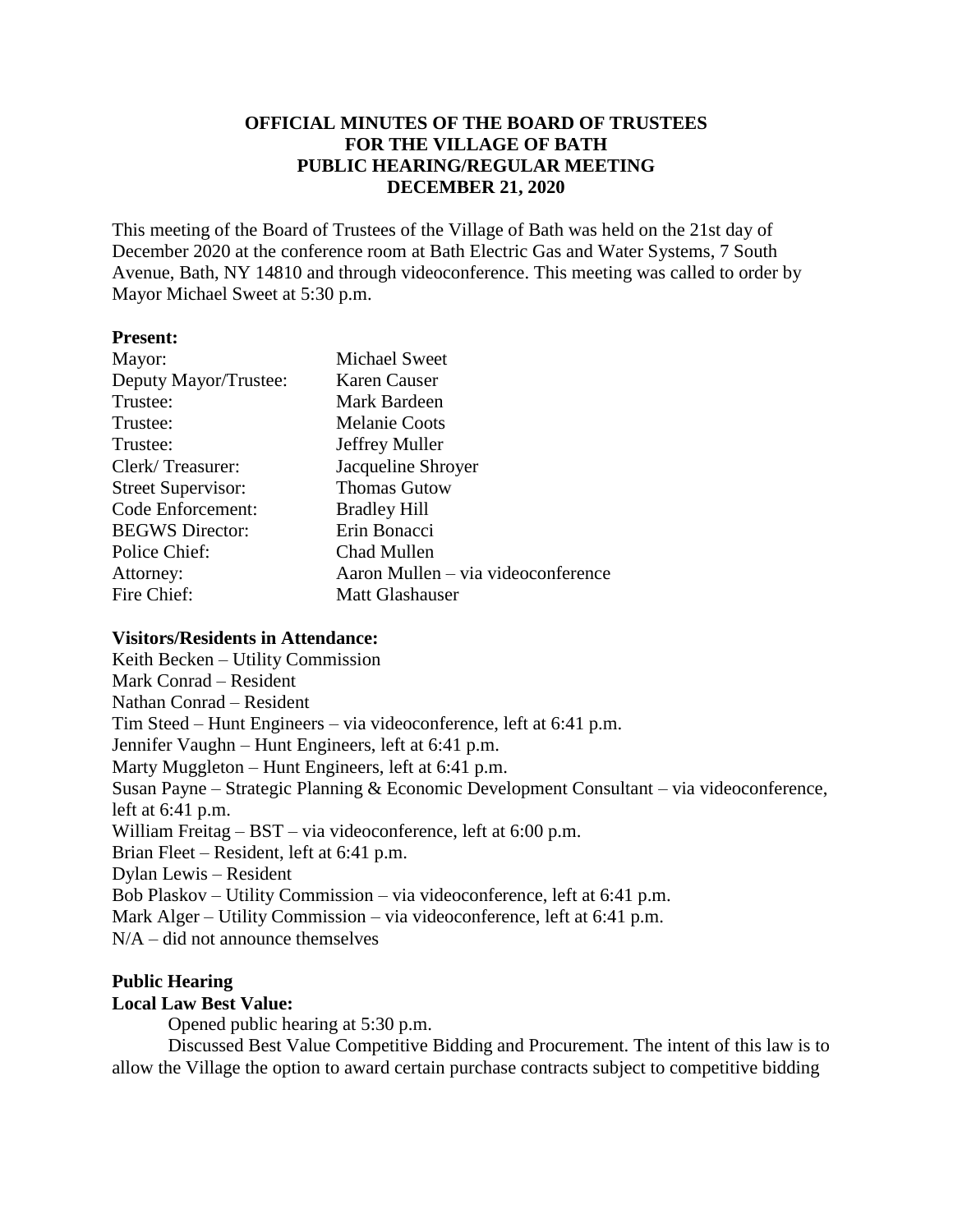**OFFICIAL MINUTES OF THE BOARD OF TRUSTEES**
**FOR THE VILLAGE OF BATH**
**PUBLIC HEARING/REGULAR MEETING**
**DECEMBER 21, 2020**

This meeting of the Board of Trustees of the Village of Bath was held on the 21st day of December 2020 at the conference room at Bath Electric Gas and Water Systems, 7 South Avenue, Bath, NY 14810 and through videoconference. This meeting was called to order by Mayor Michael Sweet at 5:30 p.m.

**Present:**

| | |
|---|---|
| Mayor: | Michael Sweet |
| Deputy Mayor/Trustee: | Karen Causer |
| Trustee: | Mark Bardeen |
| Trustee: | Melanie Coots |
| Trustee: | Jeffrey Muller |
| Clerk/ Treasurer: | Jacqueline Shroyer |
| Street Supervisor: | Thomas Gutow |
| Code Enforcement: | Bradley Hill |
| BEGWS Director: | Erin Bonacci |
| Police Chief: | Chad Mullen |
| Attorney: | Aaron Mullen – via videoconference |
| Fire Chief: | Matt Glashauser |

**Visitors/Residents in Attendance:**

Keith Becken – Utility Commission
Mark Conrad – Resident
Nathan Conrad – Resident
Tim Steed – Hunt Engineers – via videoconference, left at 6:41 p.m.
Jennifer Vaughn – Hunt Engineers, left at 6:41 p.m.
Marty Muggleton – Hunt Engineers, left at 6:41 p.m.
Susan Payne – Strategic Planning & Economic Development Consultant – via videoconference, left at 6:41 p.m.
William Freitag – BST – via videoconference, left at 6:00 p.m.
Brian Fleet – Resident, left at 6:41 p.m.
Dylan Lewis – Resident
Bob Plaskov – Utility Commission – via videoconference, left at 6:41 p.m.
Mark Alger – Utility Commission – via videoconference, left at 6:41 p.m.
N/A – did not announce themselves

**Public Hearing**

**Local Law Best Value:**

Opened public hearing at 5:30 p.m.

Discussed Best Value Competitive Bidding and Procurement. The intent of this law is to allow the Village the option to award certain purchase contracts subject to competitive bidding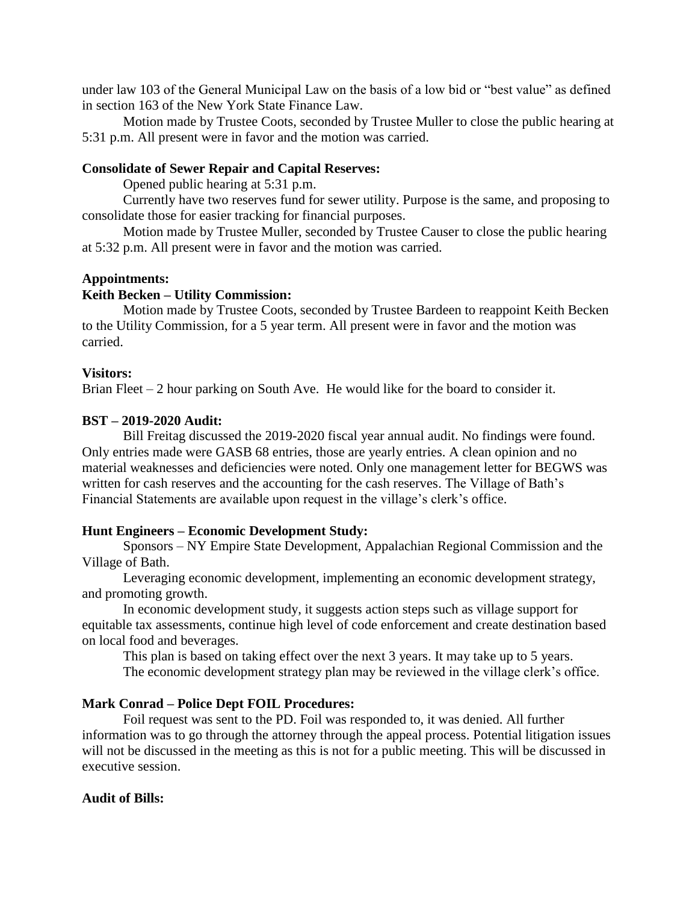under law 103 of the General Municipal Law on the basis of a low bid or "best value" as defined in section 163 of the New York State Finance Law.

Motion made by Trustee Coots, seconded by Trustee Muller to close the public hearing at 5:31 p.m. All present were in favor and the motion was carried.

**Consolidate of Sewer Repair and Capital Reserves:**

Opened public hearing at 5:31 p.m.

Currently have two reserves fund for sewer utility. Purpose is the same, and proposing to consolidate those for easier tracking for financial purposes.

Motion made by Trustee Muller, seconded by Trustee Causer to close the public hearing at 5:32 p.m. All present were in favor and the motion was carried.

**Appointments:**

**Keith Becken – Utility Commission:**

Motion made by Trustee Coots, seconded by Trustee Bardeen to reappoint Keith Becken to the Utility Commission, for a 5 year term. All present were in favor and the motion was carried.

**Visitors:**

Brian Fleet – 2 hour parking on South Ave. He would like for the board to consider it.

**BST – 2019-2020 Audit:**

Bill Freitag discussed the 2019-2020 fiscal year annual audit. No findings were found. Only entries made were GASB 68 entries, those are yearly entries. A clean opinion and no material weaknesses and deficiencies were noted. Only one management letter for BEGWS was written for cash reserves and the accounting for the cash reserves. The Village of Bath's Financial Statements are available upon request in the village's clerk's office.

**Hunt Engineers – Economic Development Study:**

Sponsors – NY Empire State Development, Appalachian Regional Commission and the Village of Bath.

Leveraging economic development, implementing an economic development strategy, and promoting growth.

In economic development study, it suggests action steps such as village support for equitable tax assessments, continue high level of code enforcement and create destination based on local food and beverages.

This plan is based on taking effect over the next 3 years. It may take up to 5 years.

The economic development strategy plan may be reviewed in the village clerk's office.

**Mark Conrad – Police Dept FOIL Procedures:**

Foil request was sent to the PD. Foil was responded to, it was denied. All further information was to go through the attorney through the appeal process. Potential litigation issues will not be discussed in the meeting as this is not for a public meeting. This will be discussed in executive session.

**Audit of Bills:**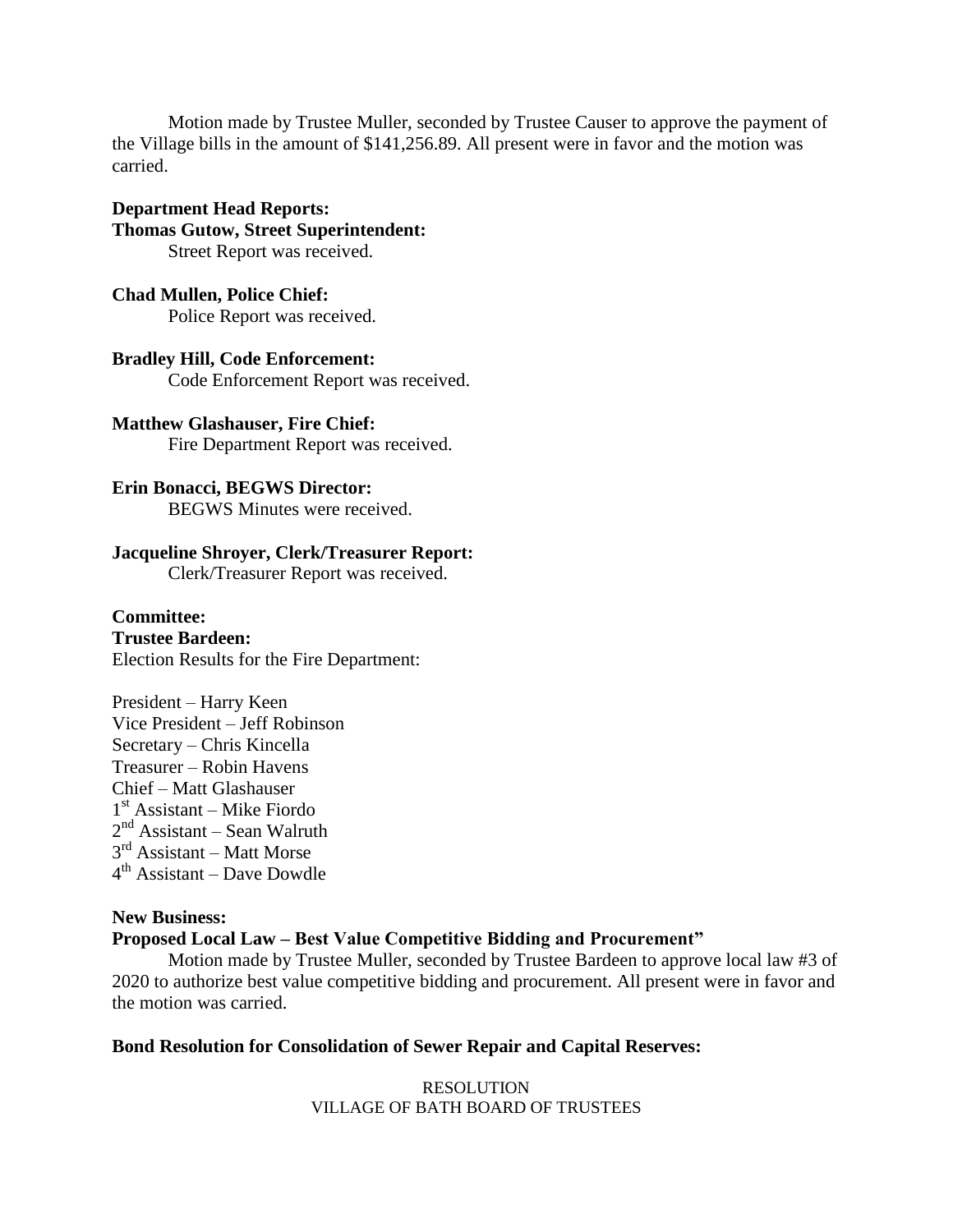Motion made by Trustee Muller, seconded by Trustee Causer to approve the payment of the Village bills in the amount of $141,256.89. All present were in favor and the motion was carried.

**Department Head Reports:**

**Thomas Gutow, Street Superintendent:**

Street Report was received.

**Chad Mullen, Police Chief:**

Police Report was received.

**Bradley Hill, Code Enforcement:**

Code Enforcement Report was received.

**Matthew Glashauser, Fire Chief:**

Fire Department Report was received.

**Erin Bonacci, BEGWS Director:**

BEGWS Minutes were received.

**Jacqueline Shroyer, Clerk/Treasurer Report:**

Clerk/Treasurer Report was received.

**Committee:**

**Trustee Bardeen:**

Election Results for the Fire Department:

President – Harry Keen
Vice President – Jeff Robinson
Secretary – Chris Kincella
Treasurer – Robin Havens
Chief – Matt Glashauser
1st Assistant – Mike Fiordo
2nd Assistant – Sean Walruth
3rd Assistant – Matt Morse
4th Assistant – Dave Dowdle

**New Business:**

**Proposed Local Law – Best Value Competitive Bidding and Procurement"**

Motion made by Trustee Muller, seconded by Trustee Bardeen to approve local law #3 of 2020 to authorize best value competitive bidding and procurement. All present were in favor and the motion was carried.

**Bond Resolution for Consolidation of Sewer Repair and Capital Reserves:**

RESOLUTION
VILLAGE OF BATH BOARD OF TRUSTEES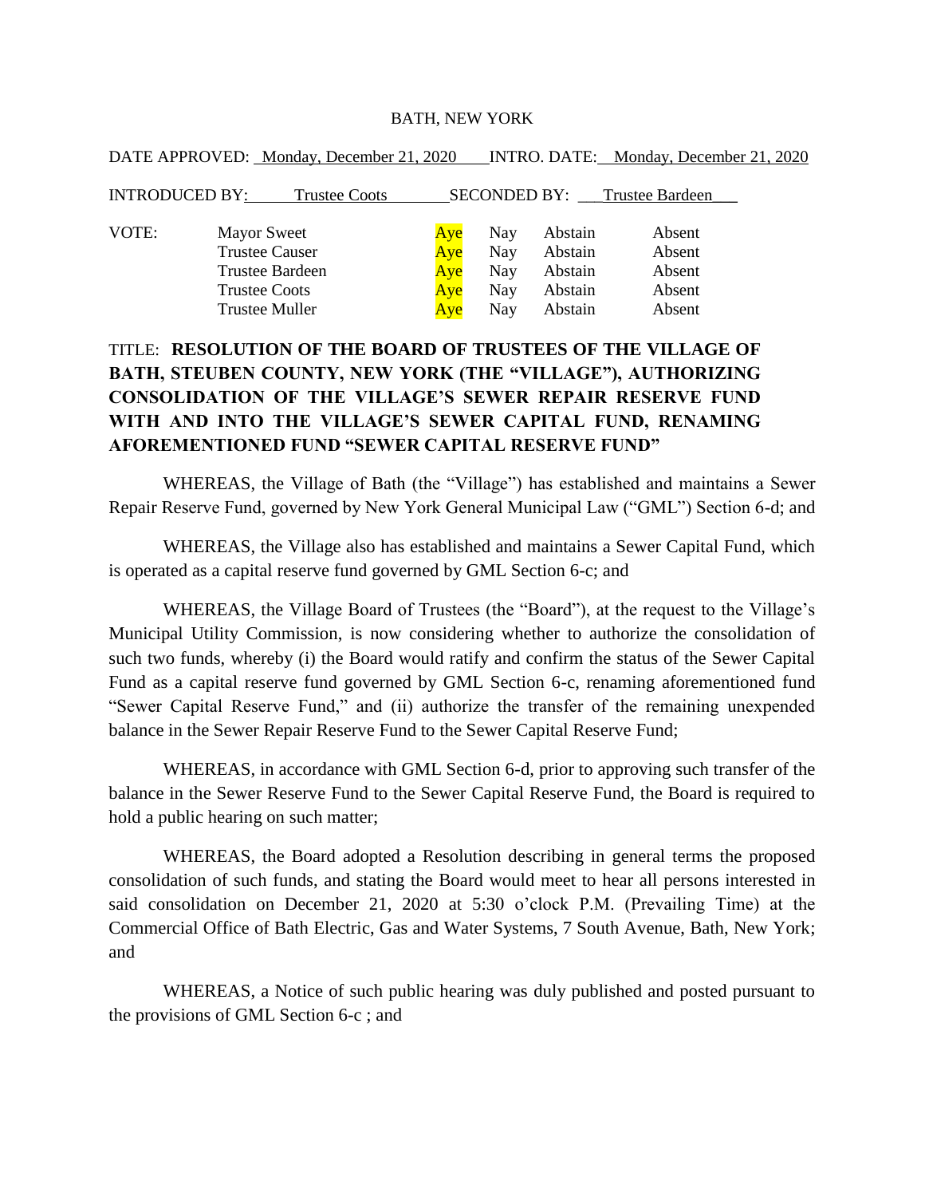BATH, NEW YORK

DATE APPROVED: Monday, December 21, 2020 INTRO. DATE: Monday, December 21, 2020

INTRODUCED BY: Trustee Coots SECONDED BY: Trustee Bardeen

| VOTE: | | | | | |
|---|---|---|---|---|---|
| | Mayor Sweet | Aye | Nay | Abstain | Absent |
| | Trustee Causer | Aye | Nay | Abstain | Absent |
| | Trustee Bardeen | Aye | Nay | Abstain | Absent |
| | Trustee Coots | Aye | Nay | Abstain | Absent |
| | Trustee Muller | Aye | Nay | Abstain | Absent |

TITLE: **RESOLUTION OF THE BOARD OF TRUSTEES OF THE VILLAGE OF BATH, STEUBEN COUNTY, NEW YORK (THE "VILLAGE"), AUTHORIZING CONSOLIDATION OF THE VILLAGE'S SEWER REPAIR RESERVE FUND WITH AND INTO THE VILLAGE'S SEWER CAPITAL FUND, RENAMING AFOREMENTIONED FUND "SEWER CAPITAL RESERVE FUND"**

WHEREAS, the Village of Bath (the "Village") has established and maintains a Sewer Repair Reserve Fund, governed by New York General Municipal Law ("GML") Section 6-d; and

WHEREAS, the Village also has established and maintains a Sewer Capital Fund, which is operated as a capital reserve fund governed by GML Section 6-c; and

WHEREAS, the Village Board of Trustees (the "Board"), at the request to the Village's Municipal Utility Commission, is now considering whether to authorize the consolidation of such two funds, whereby (i) the Board would ratify and confirm the status of the Sewer Capital Fund as a capital reserve fund governed by GML Section 6-c, renaming aforementioned fund "Sewer Capital Reserve Fund," and (ii) authorize the transfer of the remaining unexpended balance in the Sewer Repair Reserve Fund to the Sewer Capital Reserve Fund;

WHEREAS, in accordance with GML Section 6-d, prior to approving such transfer of the balance in the Sewer Reserve Fund to the Sewer Capital Reserve Fund, the Board is required to hold a public hearing on such matter;

WHEREAS, the Board adopted a Resolution describing in general terms the proposed consolidation of such funds, and stating the Board would meet to hear all persons interested in said consolidation on December 21, 2020 at 5:30 o'clock P.M. (Prevailing Time) at the Commercial Office of Bath Electric, Gas and Water Systems, 7 South Avenue, Bath, New York; and

WHEREAS, a Notice of such public hearing was duly published and posted pursuant to the provisions of GML Section 6-c ; and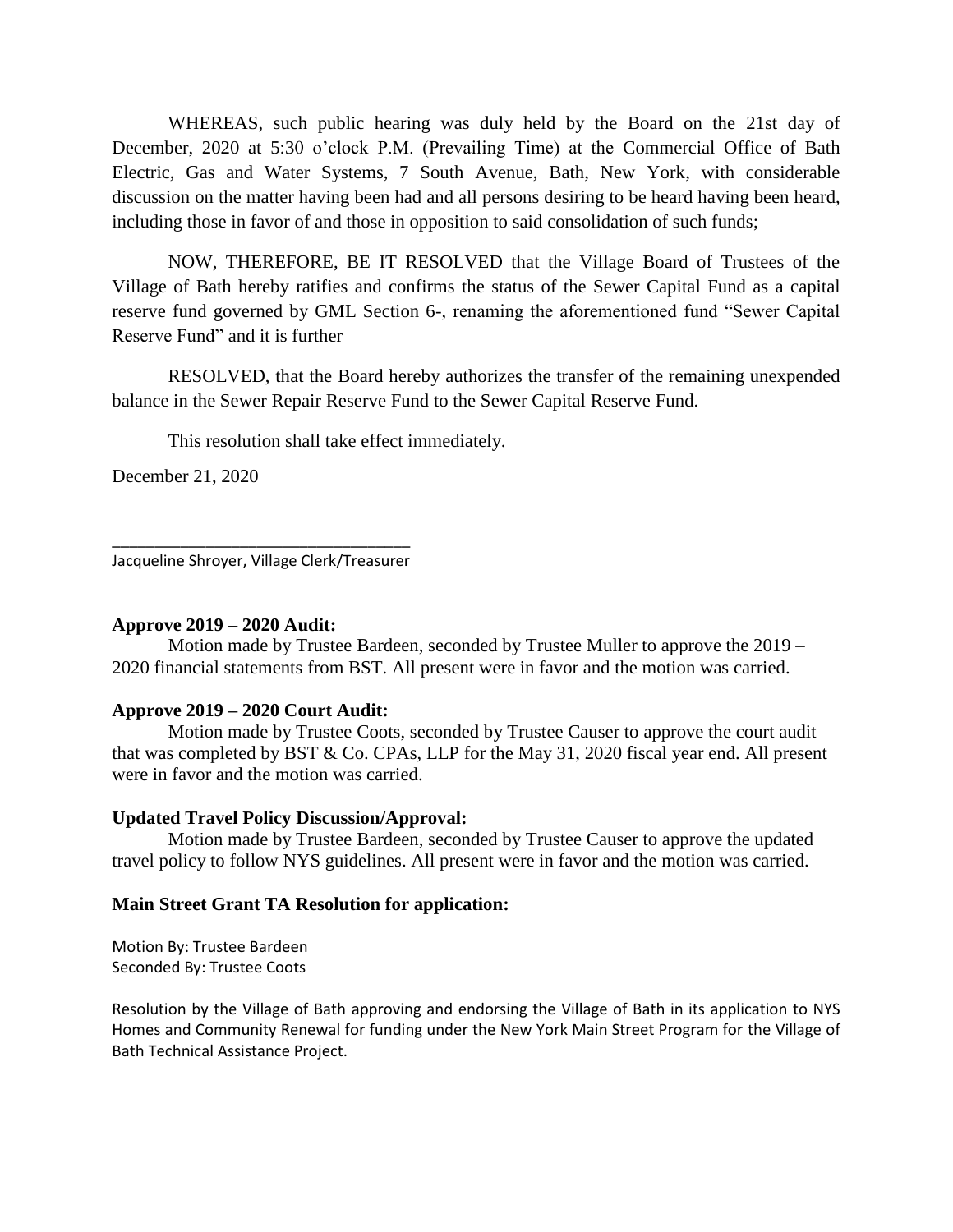WHEREAS, such public hearing was duly held by the Board on the 21st day of December, 2020 at 5:30 o'clock P.M. (Prevailing Time) at the Commercial Office of Bath Electric, Gas and Water Systems, 7 South Avenue, Bath, New York, with considerable discussion on the matter having been had and all persons desiring to be heard having been heard, including those in favor of and those in opposition to said consolidation of such funds;

NOW, THEREFORE, BE IT RESOLVED that the Village Board of Trustees of the Village of Bath hereby ratifies and confirms the status of the Sewer Capital Fund as a capital reserve fund governed by GML Section 6-, renaming the aforementioned fund "Sewer Capital Reserve Fund" and it is further

RESOLVED, that the Board hereby authorizes the transfer of the remaining unexpended balance in the Sewer Repair Reserve Fund to the Sewer Capital Reserve Fund.

This resolution shall take effect immediately.

December 21, 2020

\_\_\_\_\_\_\_\_\_\_\_\_\_\_\_\_\_\_\_\_\_\_\_\_\_\_\_\_\_\_\_\_\_\_

Jacqueline Shroyer, Village Clerk/Treasurer

**Approve 2019 – 2020 Audit:**

Motion made by Trustee Bardeen, seconded by Trustee Muller to approve the 2019 – 2020 financial statements from BST. All present were in favor and the motion was carried.

**Approve 2019 – 2020 Court Audit:**

Motion made by Trustee Coots, seconded by Trustee Causer to approve the court audit that was completed by BST & Co. CPAs, LLP for the May 31, 2020 fiscal year end. All present were in favor and the motion was carried.

**Updated Travel Policy Discussion/Approval:**

Motion made by Trustee Bardeen, seconded by Trustee Causer to approve the updated travel policy to follow NYS guidelines. All present were in favor and the motion was carried.

**Main Street Grant TA Resolution for application:**

Motion By: Trustee Bardeen
Seconded By: Trustee Coots

Resolution by the Village of Bath approving and endorsing the Village of Bath in its application to NYS Homes and Community Renewal for funding under the New York Main Street Program for the Village of Bath Technical Assistance Project.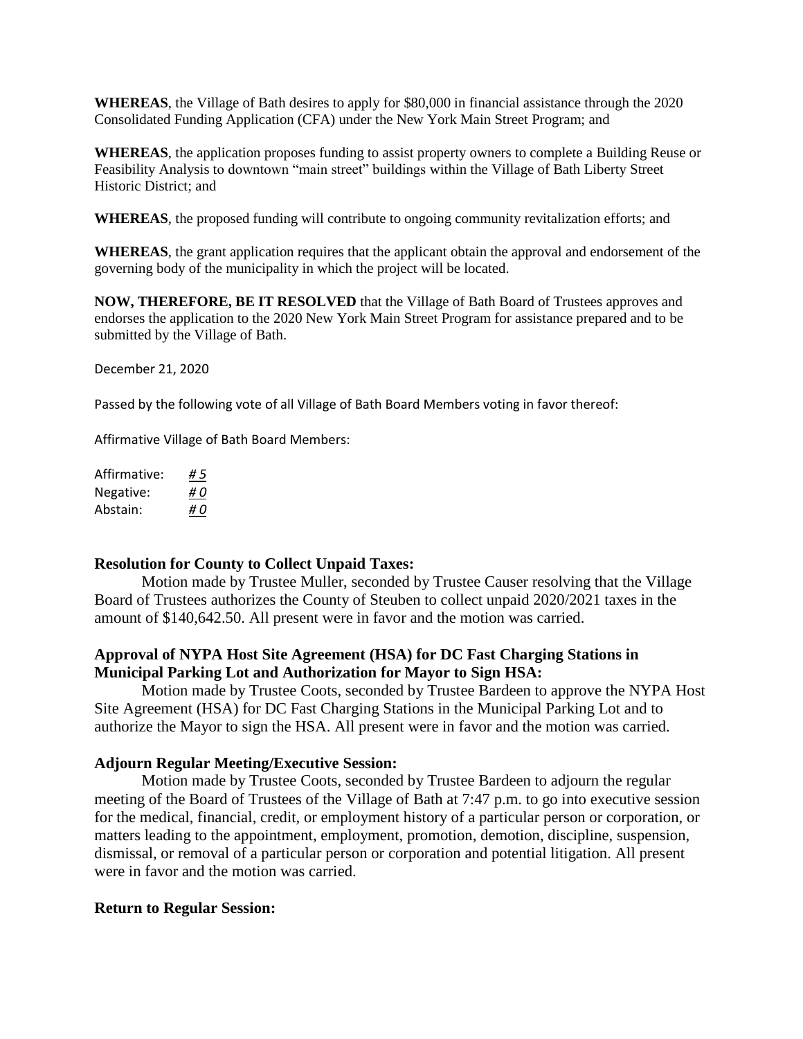**WHEREAS**, the Village of Bath desires to apply for $80,000 in financial assistance through the 2020 Consolidated Funding Application (CFA) under the New York Main Street Program; and

**WHEREAS**, the application proposes funding to assist property owners to complete a Building Reuse or Feasibility Analysis to downtown "main street" buildings within the Village of Bath Liberty Street Historic District; and

**WHEREAS**, the proposed funding will contribute to ongoing community revitalization efforts; and

**WHEREAS**, the grant application requires that the applicant obtain the approval and endorsement of the governing body of the municipality in which the project will be located.

**NOW, THEREFORE, BE IT RESOLVED** that the Village of Bath Board of Trustees approves and endorses the application to the 2020 New York Main Street Program for assistance prepared and to be submitted by the Village of Bath.

December 21, 2020

Passed by the following vote of all Village of Bath Board Members voting in favor thereof:

Affirmative Village of Bath Board Members:

Affirmative: *# 5*
Negative: *# 0*
Abstain: *# 0*

### Resolution for County to Collect Unpaid Taxes:

Motion made by Trustee Muller, seconded by Trustee Causer resolving that the Village Board of Trustees authorizes the County of Steuben to collect unpaid 2020/2021 taxes in the amount of $140,642.50. All present were in favor and the motion was carried.

### Approval of NYPA Host Site Agreement (HSA) for DC Fast Charging Stations in Municipal Parking Lot and Authorization for Mayor to Sign HSA:

Motion made by Trustee Coots, seconded by Trustee Bardeen to approve the NYPA Host Site Agreement (HSA) for DC Fast Charging Stations in the Municipal Parking Lot and to authorize the Mayor to sign the HSA. All present were in favor and the motion was carried.

### Adjourn Regular Meeting/Executive Session:

Motion made by Trustee Coots, seconded by Trustee Bardeen to adjourn the regular meeting of the Board of Trustees of the Village of Bath at 7:47 p.m. to go into executive session for the medical, financial, credit, or employment history of a particular person or corporation, or matters leading to the appointment, employment, promotion, demotion, discipline, suspension, dismissal, or removal of a particular person or corporation and potential litigation. All present were in favor and the motion was carried.

### Return to Regular Session: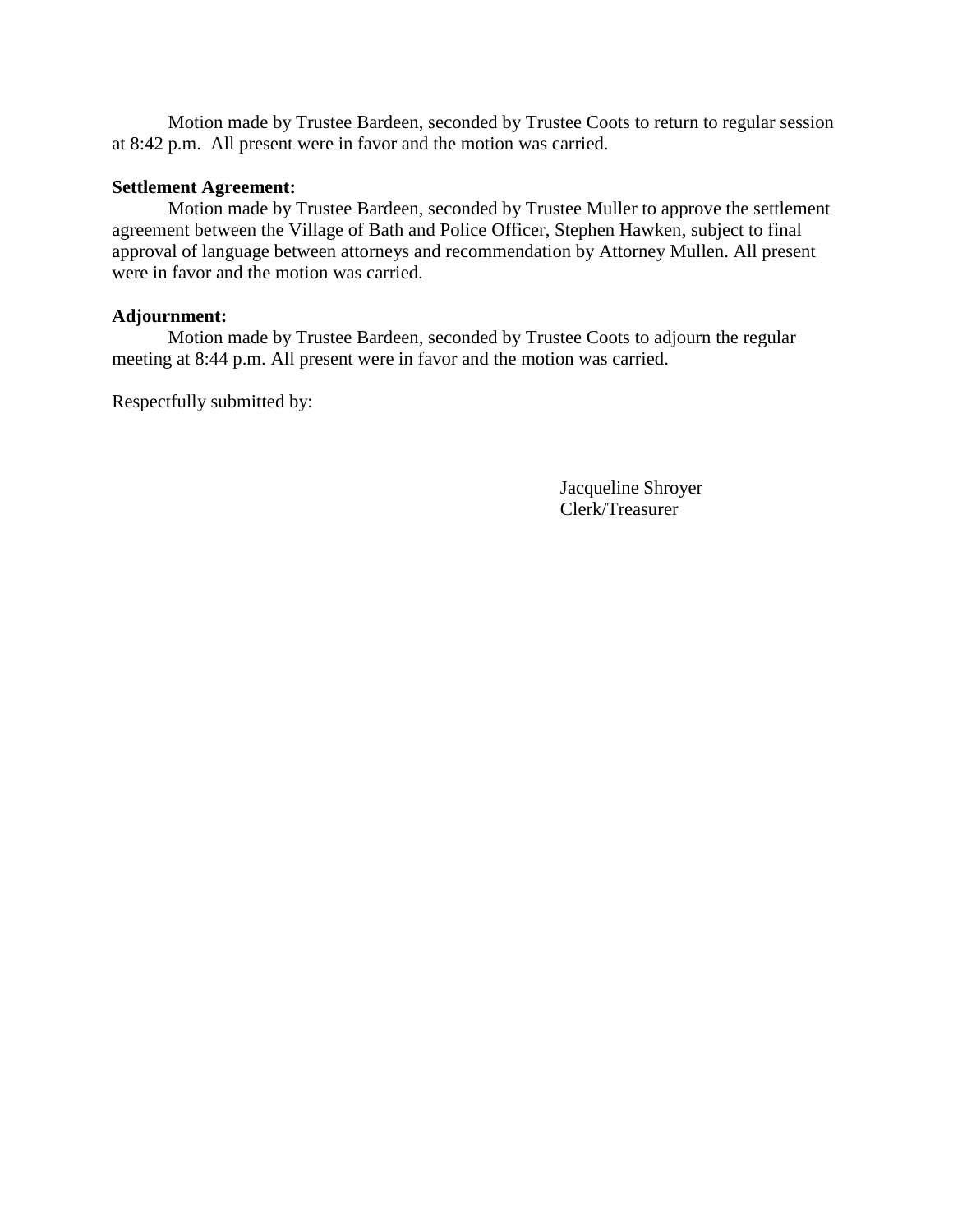Motion made by Trustee Bardeen, seconded by Trustee Coots to return to regular session at 8:42 p.m. All present were in favor and the motion was carried.

**Settlement Agreement:**

Motion made by Trustee Bardeen, seconded by Trustee Muller to approve the settlement agreement between the Village of Bath and Police Officer, Stephen Hawken, subject to final approval of language between attorneys and recommendation by Attorney Mullen. All present were in favor and the motion was carried.

**Adjournment:**

Motion made by Trustee Bardeen, seconded by Trustee Coots to adjourn the regular meeting at 8:44 p.m. All present were in favor and the motion was carried.

Respectfully submitted by:

Jacqueline Shroyer
Clerk/Treasurer